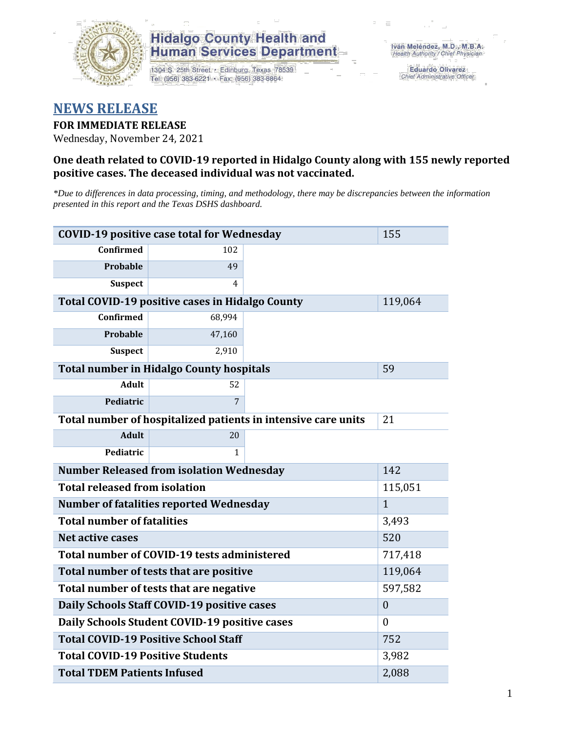# Hidalgo County Health and Human Services Department

1304 S. 25th Street • Edinburg, Texas 78539
Tel: (956) 383-6221 • Fax: (956) 383-8864

Iván Meléndez, M.D., M.B.A.
*Health Authority / Chief Physician*

Eduardo Olivarez
*Chief Administrative Officer*

## NEWS RELEASE

**FOR IMMEDIATE RELEASE**

Wednesday, November 24, 2021

**One death related to COVID-19 reported in Hidalgo County along with 155 newly reported positive cases. The deceased individual was not vaccinated.**

*\*Due to differences in data processing, timing, and methodology, there may be discrepancies between the information presented in this report and the Texas DSHS dashboard.*

| Item | | Value |
|---|---|---|
| **COVID-19 positive case total for Wednesday** | | 155 |
| **Confirmed** | 102 | |
| **Probable** | 49 | |
| **Suspect** | 4 | |
| **Total COVID-19 positive cases in Hidalgo County** | | 119,064 |
| **Confirmed** | 68,994 | |
| **Probable** | 47,160 | |
| **Suspect** | 2,910 | |
| **Total number in Hidalgo County hospitals** | | 59 |
| **Adult** | 52 | |
| **Pediatric** | 7 | |
| **Total number of hospitalized patients in intensive care units** | | 21 |
| **Adult** | 20 | |
| **Pediatric** | 1 | |
| **Number Released from isolation Wednesday** | | 142 |
| **Total released from isolation** | | 115,051 |
| **Number of fatalities reported Wednesday** | | 1 |
| **Total number of fatalities** | | 3,493 |
| **Net active cases** | | 520 |
| **Total number of COVID-19 tests administered** | | 717,418 |
| **Total number of tests that are positive** | | 119,064 |
| **Total number of tests that are negative** | | 597,582 |
| **Daily Schools Staff COVID-19 positive cases** | | 0 |
| **Daily Schools Student COVID-19 positive cases** | | 0 |
| **Total COVID-19 Positive School Staff** | | 752 |
| **Total COVID-19 Positive Students** | | 3,982 |
| **Total TDEM Patients Infused** | | 2,088 |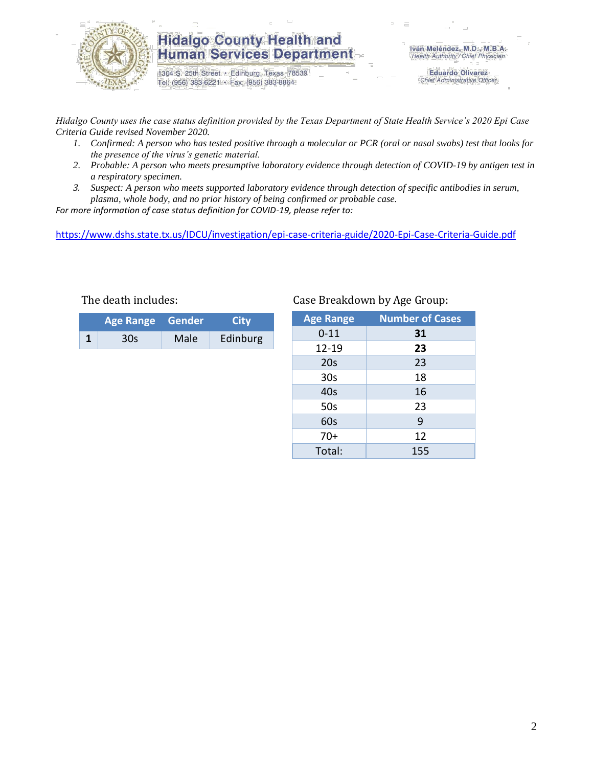# Hidalgo County Health and Human Services Department

1304 S. 25th Street • Edinburg, Texas 78539
Tel: (956) 383-6221 • Fax: (956) 383-8864

Iván Meléndez, M.D., M.B.A.
Health Authority / Chief Physician

Eduardo Olivarez
Chief Administrative Officer

*Hidalgo County uses the case status definition provided by the Texas Department of State Health Service's 2020 Epi Case Criteria Guide revised November 2020.*

1. *Confirmed: A person who has tested positive through a molecular or PCR (oral or nasal swabs) test that looks for the presence of the virus's genetic material.*
2. *Probable: A person who meets presumptive laboratory evidence through detection of COVID-19 by antigen test in a respiratory specimen.*
3. *Suspect: A person who meets supported laboratory evidence through detection of specific antibodies in serum, plasma, whole body, and no prior history of being confirmed or probable case.*

*For more information of case status definition for COVID-19, please refer to:*

https://www.dshs.state.tx.us/IDCU/investigation/epi-case-criteria-guide/2020-Epi-Case-Criteria-Guide.pdf

The death includes:

| | Age Range | Gender | City |
|---|---|---|---|
| **1** | 30s | Male | Edinburg |

Case Breakdown by Age Group:

| Age Range | Number of Cases |
|---|---|
| 0-11 | **31** |
| 12-19 | **23** |
| 20s | 23 |
| 30s | 18 |
| 40s | 16 |
| 50s | 23 |
| 60s | 9 |
| 70+ | 12 |
| Total: | 155 |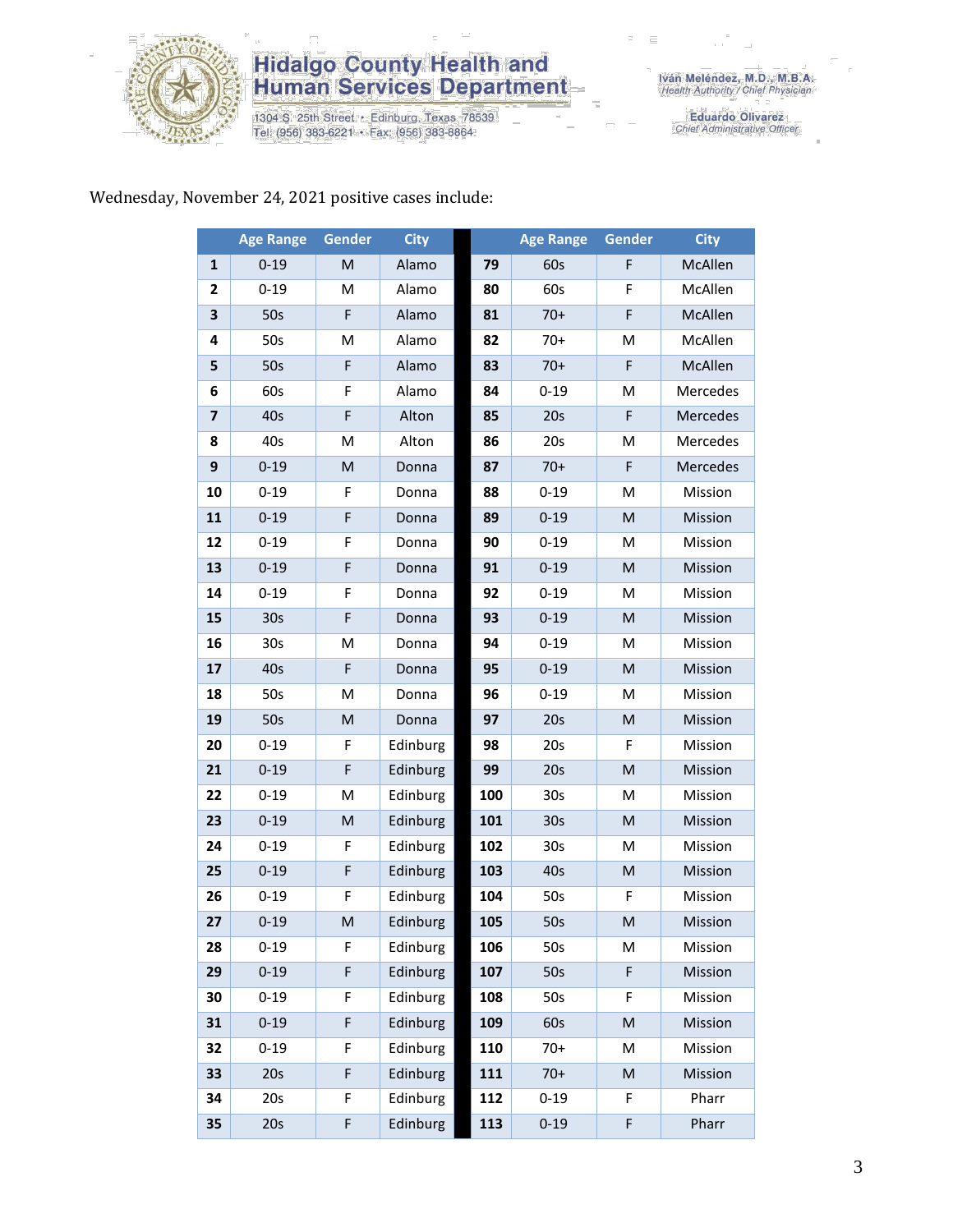Hidalgo County Health and Human Services Department

1304 S. 25th Street • Edinburg, Texas 78539
Tel: (956) 383-6221 • Fax: (956) 383-8864

Iván Meléndez, M.D., M.B.A.
Health Authority / Chief Physician

Eduardo Olivarez
Chief Administrative Officer

Wednesday, November 24, 2021 positive cases include:

| | Age Range | Gender | City | | Age Range | Gender | City |
|---|---|---|---|---|---|---|---|
| **1** | 0-19 | M | Alamo | **79** | 60s | F | McAllen |
| **2** | 0-19 | M | Alamo | **80** | 60s | F | McAllen |
| **3** | 50s | F | Alamo | **81** | 70+ | F | McAllen |
| **4** | 50s | M | Alamo | **82** | 70+ | M | McAllen |
| **5** | 50s | F | Alamo | **83** | 70+ | F | McAllen |
| **6** | 60s | F | Alamo | **84** | 0-19 | M | Mercedes |
| **7** | 40s | F | Alton | **85** | 20s | F | Mercedes |
| **8** | 40s | M | Alton | **86** | 20s | M | Mercedes |
| **9** | 0-19 | M | Donna | **87** | 70+ | F | Mercedes |
| **10** | 0-19 | F | Donna | **88** | 0-19 | M | Mission |
| **11** | 0-19 | F | Donna | **89** | 0-19 | M | Mission |
| **12** | 0-19 | F | Donna | **90** | 0-19 | M | Mission |
| **13** | 0-19 | F | Donna | **91** | 0-19 | M | Mission |
| **14** | 0-19 | F | Donna | **92** | 0-19 | M | Mission |
| **15** | 30s | F | Donna | **93** | 0-19 | M | Mission |
| **16** | 30s | M | Donna | **94** | 0-19 | M | Mission |
| **17** | 40s | F | Donna | **95** | 0-19 | M | Mission |
| **18** | 50s | M | Donna | **96** | 0-19 | M | Mission |
| **19** | 50s | M | Donna | **97** | 20s | M | Mission |
| **20** | 0-19 | F | Edinburg | **98** | 20s | F | Mission |
| **21** | 0-19 | F | Edinburg | **99** | 20s | M | Mission |
| **22** | 0-19 | M | Edinburg | **100** | 30s | M | Mission |
| **23** | 0-19 | M | Edinburg | **101** | 30s | M | Mission |
| **24** | 0-19 | F | Edinburg | **102** | 30s | M | Mission |
| **25** | 0-19 | F | Edinburg | **103** | 40s | M | Mission |
| **26** | 0-19 | F | Edinburg | **104** | 50s | F | Mission |
| **27** | 0-19 | M | Edinburg | **105** | 50s | M | Mission |
| **28** | 0-19 | F | Edinburg | **106** | 50s | M | Mission |
| **29** | 0-19 | F | Edinburg | **107** | 50s | F | Mission |
| **30** | 0-19 | F | Edinburg | **108** | 50s | F | Mission |
| **31** | 0-19 | F | Edinburg | **109** | 60s | M | Mission |
| **32** | 0-19 | F | Edinburg | **110** | 70+ | M | Mission |
| **33** | 20s | F | Edinburg | **111** | 70+ | M | Mission |
| **34** | 20s | F | Edinburg | **112** | 0-19 | F | Pharr |
| **35** | 20s | F | Edinburg | **113** | 0-19 | F | Pharr |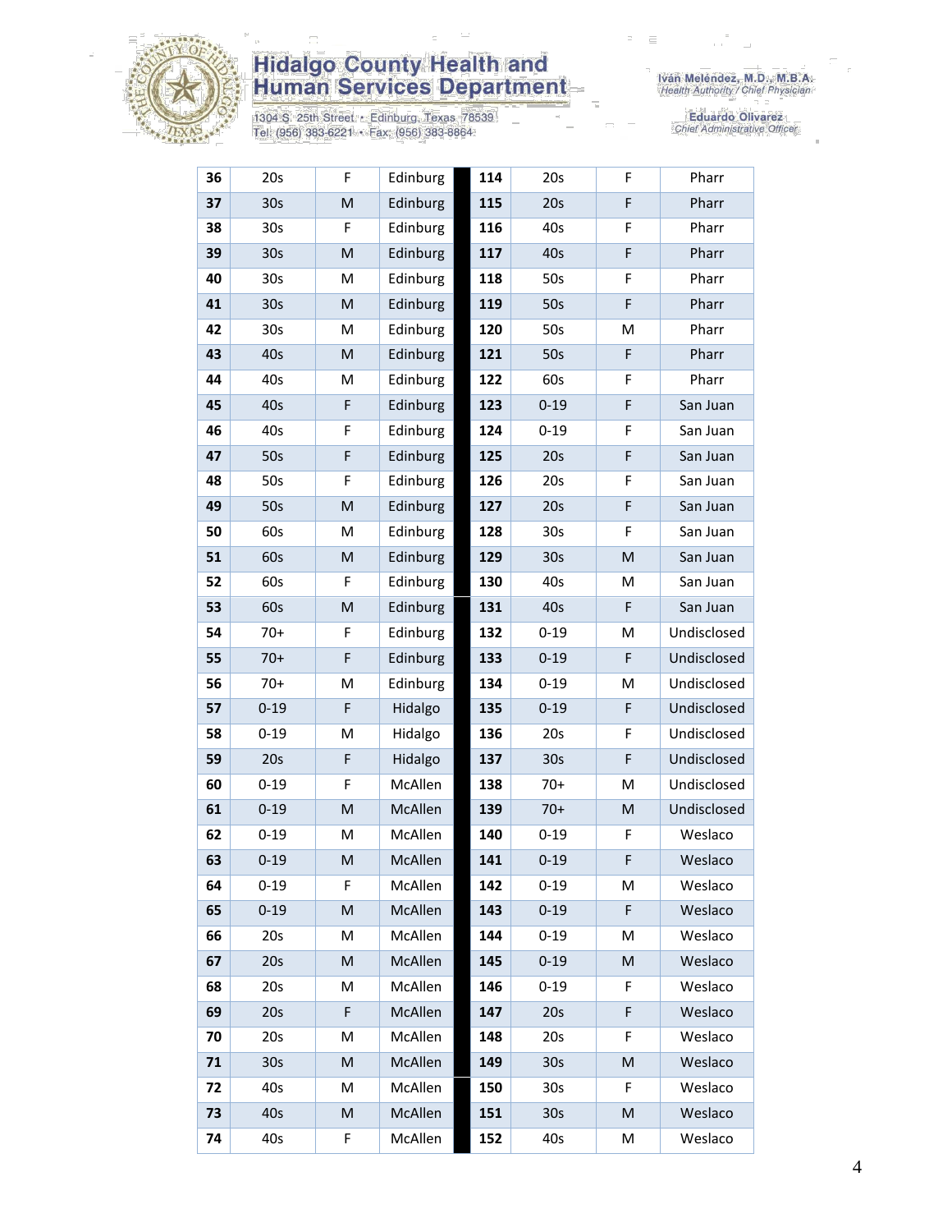| 36 | 20s | F | Edinburg | | 114 | 20s | F | Pharr |
|---|---|---|---|---|---|---|---|---|
| 37 | 30s | M | Edinburg | | 115 | 20s | F | Pharr |
| 38 | 30s | F | Edinburg | | 116 | 40s | F | Pharr |
| 39 | 30s | M | Edinburg | | 117 | 40s | F | Pharr |
| 40 | 30s | M | Edinburg | | 118 | 50s | F | Pharr |
| 41 | 30s | M | Edinburg | | 119 | 50s | F | Pharr |
| 42 | 30s | M | Edinburg | | 120 | 50s | M | Pharr |
| 43 | 40s | M | Edinburg | | 121 | 50s | F | Pharr |
| 44 | 40s | M | Edinburg | | 122 | 60s | F | Pharr |
| 45 | 40s | F | Edinburg | | 123 | 0-19 | F | San Juan |
| 46 | 40s | F | Edinburg | | 124 | 0-19 | F | San Juan |
| 47 | 50s | F | Edinburg | | 125 | 20s | F | San Juan |
| 48 | 50s | F | Edinburg | | 126 | 20s | F | San Juan |
| 49 | 50s | M | Edinburg | | 127 | 20s | F | San Juan |
| 50 | 60s | M | Edinburg | | 128 | 30s | F | San Juan |
| 51 | 60s | M | Edinburg | | 129 | 30s | M | San Juan |
| 52 | 60s | F | Edinburg | | 130 | 40s | M | San Juan |
| 53 | 60s | M | Edinburg | | 131 | 40s | F | San Juan |
| 54 | 70+ | F | Edinburg | | 132 | 0-19 | M | Undisclosed |
| 55 | 70+ | F | Edinburg | | 133 | 0-19 | F | Undisclosed |
| 56 | 70+ | M | Edinburg | | 134 | 0-19 | M | Undisclosed |
| 57 | 0-19 | F | Hidalgo | | 135 | 0-19 | F | Undisclosed |
| 58 | 0-19 | M | Hidalgo | | 136 | 20s | F | Undisclosed |
| 59 | 20s | F | Hidalgo | | 137 | 30s | F | Undisclosed |
| 60 | 0-19 | F | McAllen | | 138 | 70+ | M | Undisclosed |
| 61 | 0-19 | M | McAllen | | 139 | 70+ | M | Undisclosed |
| 62 | 0-19 | M | McAllen | | 140 | 0-19 | F | Weslaco |
| 63 | 0-19 | M | McAllen | | 141 | 0-19 | F | Weslaco |
| 64 | 0-19 | F | McAllen | | 142 | 0-19 | M | Weslaco |
| 65 | 0-19 | M | McAllen | | 143 | 0-19 | F | Weslaco |
| 66 | 20s | M | McAllen | | 144 | 0-19 | M | Weslaco |
| 67 | 20s | M | McAllen | | 145 | 0-19 | M | Weslaco |
| 68 | 20s | M | McAllen | | 146 | 0-19 | F | Weslaco |
| 69 | 20s | F | McAllen | | 147 | 20s | F | Weslaco |
| 70 | 20s | M | McAllen | | 148 | 20s | F | Weslaco |
| 71 | 30s | M | McAllen | | 149 | 30s | M | Weslaco |
| 72 | 40s | M | McAllen | | 150 | 30s | F | Weslaco |
| 73 | 40s | M | McAllen | | 151 | 30s | M | Weslaco |
| 74 | 40s | F | McAllen | | 152 | 40s | M | Weslaco |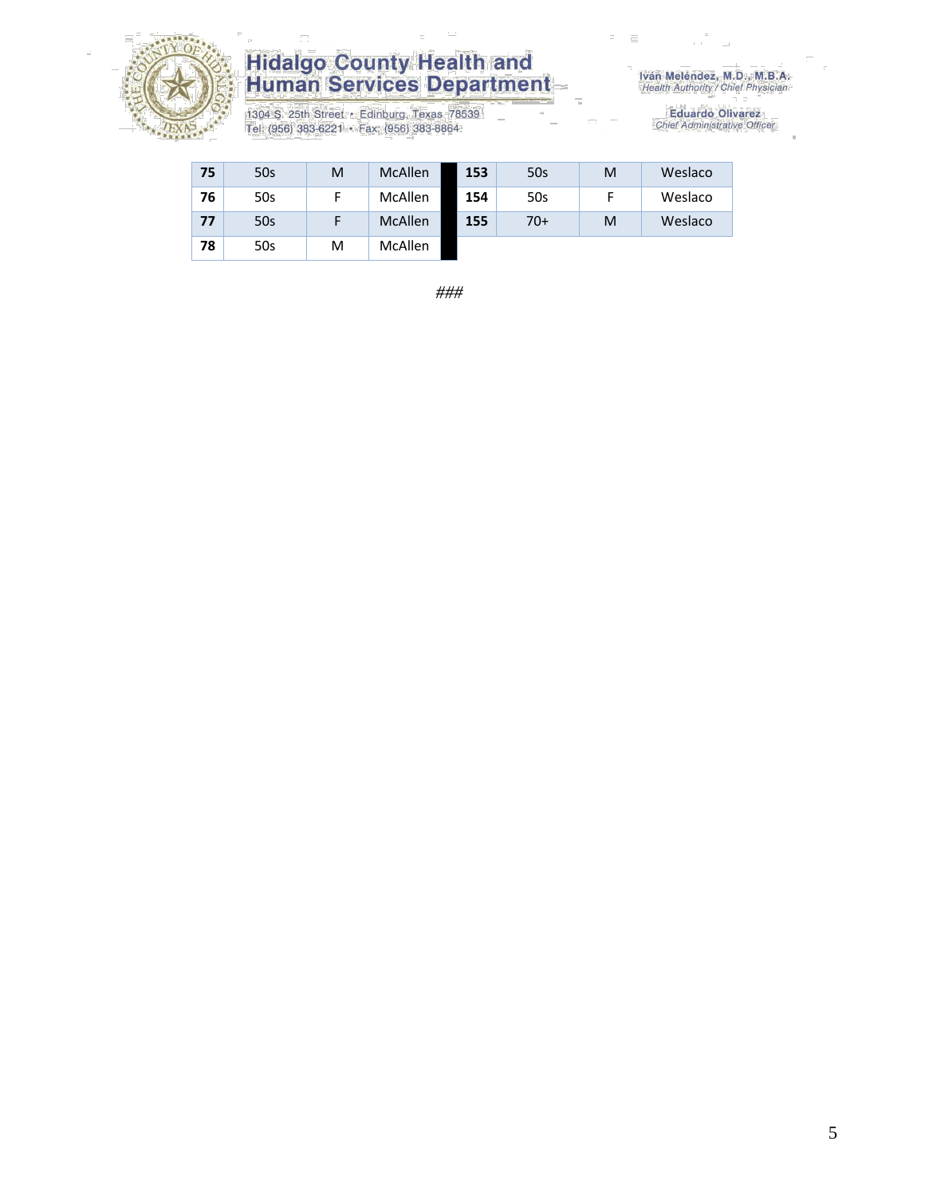| | | | | | | | |
|---|---|---|---|---|---|---|---|
| **75** | 50s | M | McAllen | **153** | 50s | M | Weslaco |
| **76** | 50s | F | McAllen | **154** | 50s | F | Weslaco |
| **77** | 50s | F | McAllen | **155** | 70+ | M | Weslaco |
| **78** | 50s | M | McAllen | | | | |

###